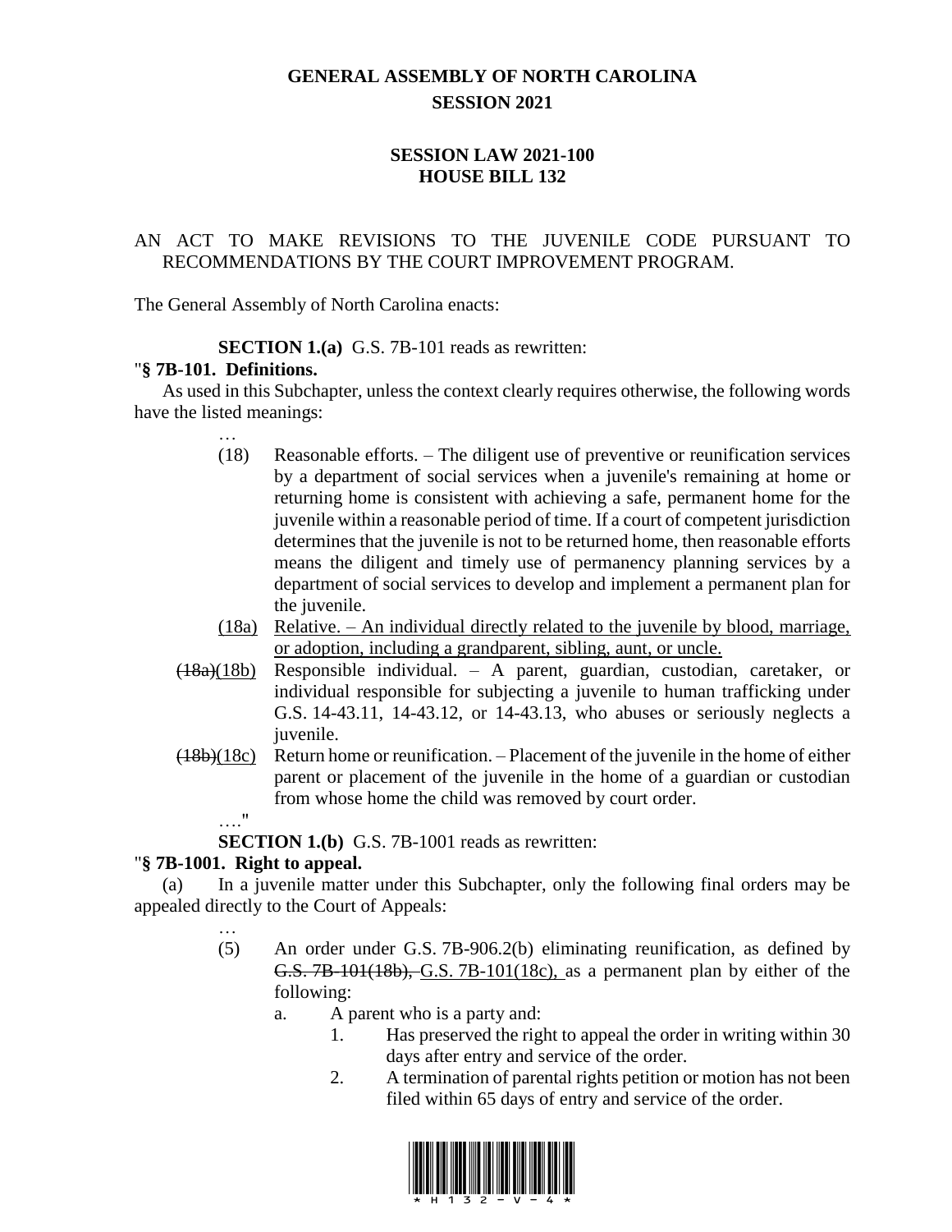# GENERAL ASSEMBLY OF NORTH CAROLINA
## SESSION 2021

## SESSION LAW 2021-100
## HOUSE BILL 132

AN ACT TO MAKE REVISIONS TO THE JUVENILE CODE PURSUANT TO RECOMMENDATIONS BY THE COURT IMPROVEMENT PROGRAM.

The General Assembly of North Carolina enacts:

**SECTION 1.(a)** G.S. 7B-101 reads as rewritten:

"**§ 7B-101. Definitions.**

As used in this Subchapter, unless the context clearly requires otherwise, the following words have the listed meanings:

…

(18) Reasonable efforts. – The diligent use of preventive or reunification services by a department of social services when a juvenile's remaining at home or returning home is consistent with achieving a safe, permanent home for the juvenile within a reasonable period of time. If a court of competent jurisdiction determines that the juvenile is not to be returned home, then reasonable efforts means the diligent and timely use of permanency planning services by a department of social services to develop and implement a permanent plan for the juvenile.

<u>(18a)</u> <u>Relative. – An individual directly related to the juvenile by blood, marriage, or adoption, including a grandparent, sibling, aunt, or uncle.</u>

~~(18a)~~<u>(18b)</u> Responsible individual. – A parent, guardian, custodian, caretaker, or individual responsible for subjecting a juvenile to human trafficking under G.S. 14-43.11, 14-43.12, or 14-43.13, who abuses or seriously neglects a juvenile.

~~(18b)~~<u>(18c)</u> Return home or reunification. – Placement of the juvenile in the home of either parent or placement of the juvenile in the home of a guardian or custodian from whose home the child was removed by court order.

…."

**SECTION 1.(b)** G.S. 7B-1001 reads as rewritten:

"**§ 7B-1001. Right to appeal.**

(a) In a juvenile matter under this Subchapter, only the following final orders may be appealed directly to the Court of Appeals:

…

(5) An order under G.S. 7B-906.2(b) eliminating reunification, as defined by ~~G.S. 7B-101(18b),~~ <u>G.S. 7B-101(18c),</u> as a permanent plan by either of the following:

a. A parent who is a party and:

1. Has preserved the right to appeal the order in writing within 30 days after entry and service of the order.

2. A termination of parental rights petition or motion has not been filed within 65 days of entry and service of the order.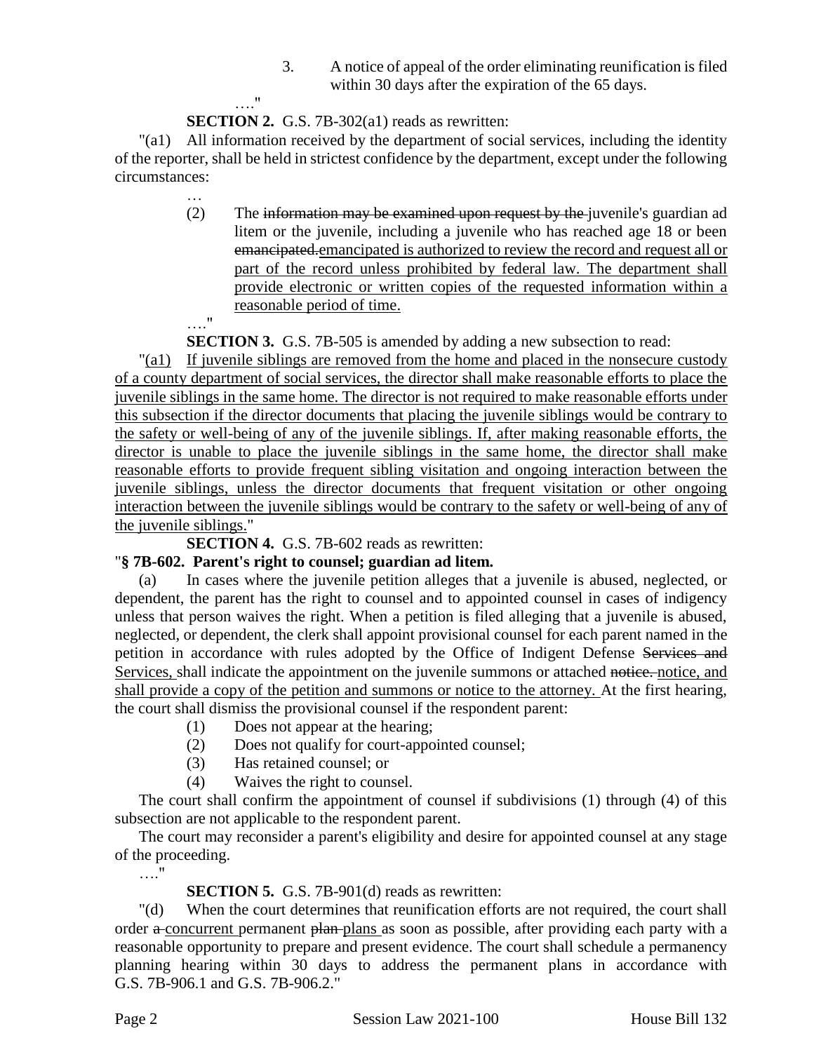3. A notice of appeal of the order eliminating reunification is filed within 30 days after the expiration of the 65 days.

…."

**SECTION 2.** G.S. 7B-302(a1) reads as rewritten:

"(a1) All information received by the department of social services, including the identity of the reporter, shall be held in strictest confidence by the department, except under the following circumstances:

…

(2) The ~~information may be examined upon request by the~~ juvenile's guardian ad litem or the juvenile, including a juvenile who has reached age 18 or been ~~emancipated.~~emancipated is authorized to review the record and request all or part of the record unless prohibited by federal law. The department shall provide electronic or written copies of the requested information within a reasonable period of time.

…."

**SECTION 3.** G.S. 7B-505 is amended by adding a new subsection to read:

"(a1) If juvenile siblings are removed from the home and placed in the nonsecure custody of a county department of social services, the director shall make reasonable efforts to place the juvenile siblings in the same home. The director is not required to make reasonable efforts under this subsection if the director documents that placing the juvenile siblings would be contrary to the safety or well-being of any of the juvenile siblings. If, after making reasonable efforts, the director is unable to place the juvenile siblings in the same home, the director shall make reasonable efforts to provide frequent sibling visitation and ongoing interaction between the juvenile siblings, unless the director documents that frequent visitation or other ongoing interaction between the juvenile siblings would be contrary to the safety or well-being of any of the juvenile siblings."

**SECTION 4.** G.S. 7B-602 reads as rewritten:

"**§ 7B-602. Parent's right to counsel; guardian ad litem.**

(a) In cases where the juvenile petition alleges that a juvenile is abused, neglected, or dependent, the parent has the right to counsel and to appointed counsel in cases of indigency unless that person waives the right. When a petition is filed alleging that a juvenile is abused, neglected, or dependent, the clerk shall appoint provisional counsel for each parent named in the petition in accordance with rules adopted by the Office of Indigent Defense ~~Services and~~ Services, shall indicate the appointment on the juvenile summons or attached ~~notice.~~ notice, and shall provide a copy of the petition and summons or notice to the attorney. At the first hearing, the court shall dismiss the provisional counsel if the respondent parent:

(1) Does not appear at the hearing;

(2) Does not qualify for court-appointed counsel;

(3) Has retained counsel; or

(4) Waives the right to counsel.

The court shall confirm the appointment of counsel if subdivisions (1) through (4) of this subsection are not applicable to the respondent parent.

The court may reconsider a parent's eligibility and desire for appointed counsel at any stage of the proceeding.

…."

**SECTION 5.** G.S. 7B-901(d) reads as rewritten:

"(d) When the court determines that reunification efforts are not required, the court shall order ~~a~~ concurrent permanent ~~plan~~ plans as soon as possible, after providing each party with a reasonable opportunity to prepare and present evidence. The court shall schedule a permanency planning hearing within 30 days to address the permanent plans in accordance with G.S. 7B-906.1 and G.S. 7B-906.2."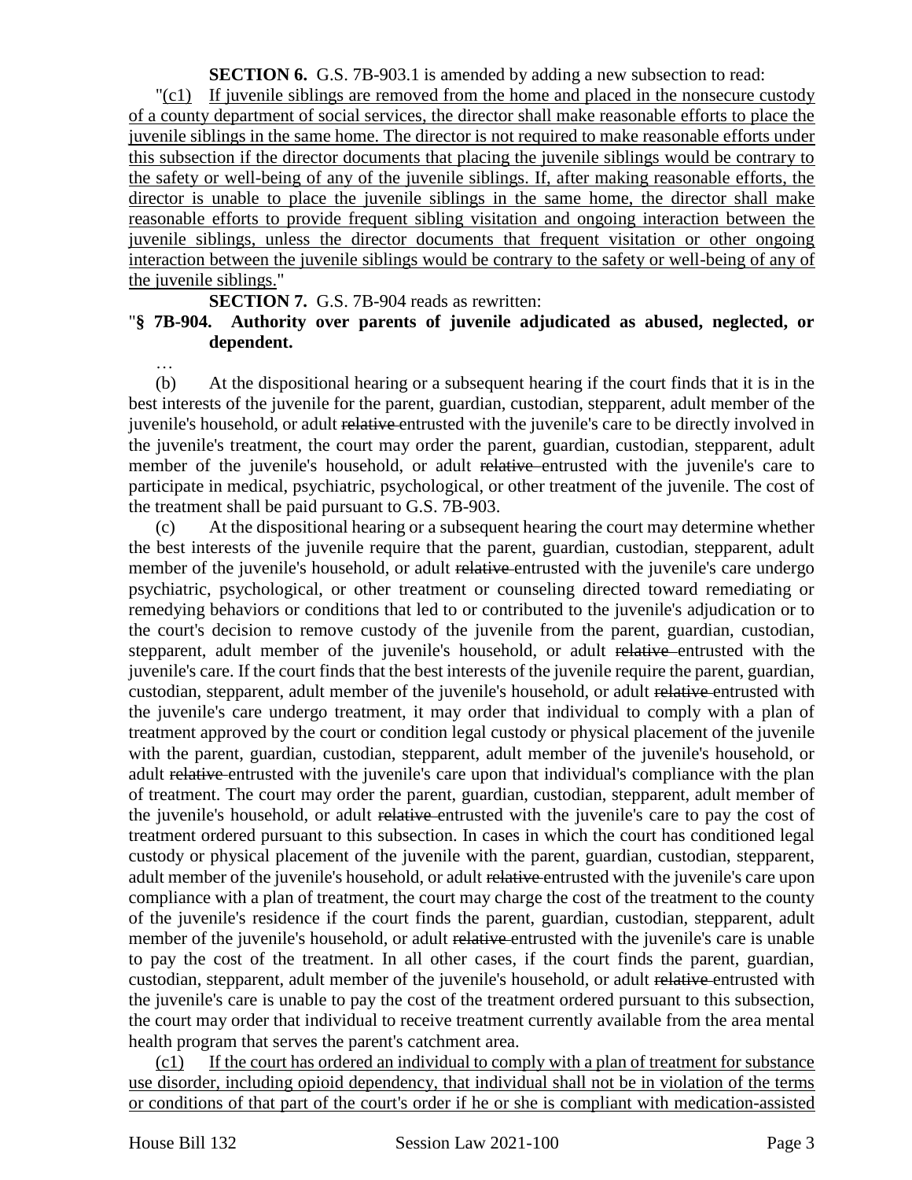**SECTION 6.** G.S. 7B-903.1 is amended by adding a new subsection to read:

"(c1) If juvenile siblings are removed from the home and placed in the nonsecure custody of a county department of social services, the director shall make reasonable efforts to place the juvenile siblings in the same home. The director is not required to make reasonable efforts under this subsection if the director documents that placing the juvenile siblings would be contrary to the safety or well-being of any of the juvenile siblings. If, after making reasonable efforts, the director is unable to place the juvenile siblings in the same home, the director shall make reasonable efforts to provide frequent sibling visitation and ongoing interaction between the juvenile siblings, unless the director documents that frequent visitation or other ongoing interaction between the juvenile siblings would be contrary to the safety or well-being of any of the juvenile siblings."

**SECTION 7.** G.S. 7B-904 reads as rewritten:

"**§ 7B-904. Authority over parents of juvenile adjudicated as abused, neglected, or dependent.**

…

(b) At the dispositional hearing or a subsequent hearing if the court finds that it is in the best interests of the juvenile for the parent, guardian, custodian, stepparent, adult member of the juvenile's household, or adult ~~relative~~ entrusted with the juvenile's care to be directly involved in the juvenile's treatment, the court may order the parent, guardian, custodian, stepparent, adult member of the juvenile's household, or adult ~~relative~~ entrusted with the juvenile's care to participate in medical, psychiatric, psychological, or other treatment of the juvenile. The cost of the treatment shall be paid pursuant to G.S. 7B-903.

(c) At the dispositional hearing or a subsequent hearing the court may determine whether the best interests of the juvenile require that the parent, guardian, custodian, stepparent, adult member of the juvenile's household, or adult ~~relative~~ entrusted with the juvenile's care undergo psychiatric, psychological, or other treatment or counseling directed toward remediating or remedying behaviors or conditions that led to or contributed to the juvenile's adjudication or to the court's decision to remove custody of the juvenile from the parent, guardian, custodian, stepparent, adult member of the juvenile's household, or adult ~~relative~~ entrusted with the juvenile's care. If the court finds that the best interests of the juvenile require the parent, guardian, custodian, stepparent, adult member of the juvenile's household, or adult ~~relative~~ entrusted with the juvenile's care undergo treatment, it may order that individual to comply with a plan of treatment approved by the court or condition legal custody or physical placement of the juvenile with the parent, guardian, custodian, stepparent, adult member of the juvenile's household, or adult ~~relative~~ entrusted with the juvenile's care upon that individual's compliance with the plan of treatment. The court may order the parent, guardian, custodian, stepparent, adult member of the juvenile's household, or adult ~~relative~~ entrusted with the juvenile's care to pay the cost of treatment ordered pursuant to this subsection. In cases in which the court has conditioned legal custody or physical placement of the juvenile with the parent, guardian, custodian, stepparent, adult member of the juvenile's household, or adult ~~relative~~ entrusted with the juvenile's care upon compliance with a plan of treatment, the court may charge the cost of the treatment to the county of the juvenile's residence if the court finds the parent, guardian, custodian, stepparent, adult member of the juvenile's household, or adult ~~relative~~ entrusted with the juvenile's care is unable to pay the cost of the treatment. In all other cases, if the court finds the parent, guardian, custodian, stepparent, adult member of the juvenile's household, or adult ~~relative~~ entrusted with the juvenile's care is unable to pay the cost of the treatment ordered pursuant to this subsection, the court may order that individual to receive treatment currently available from the area mental health program that serves the parent's catchment area.

(c1) If the court has ordered an individual to comply with a plan of treatment for substance use disorder, including opioid dependency, that individual shall not be in violation of the terms or conditions of that part of the court's order if he or she is compliant with medication-assisted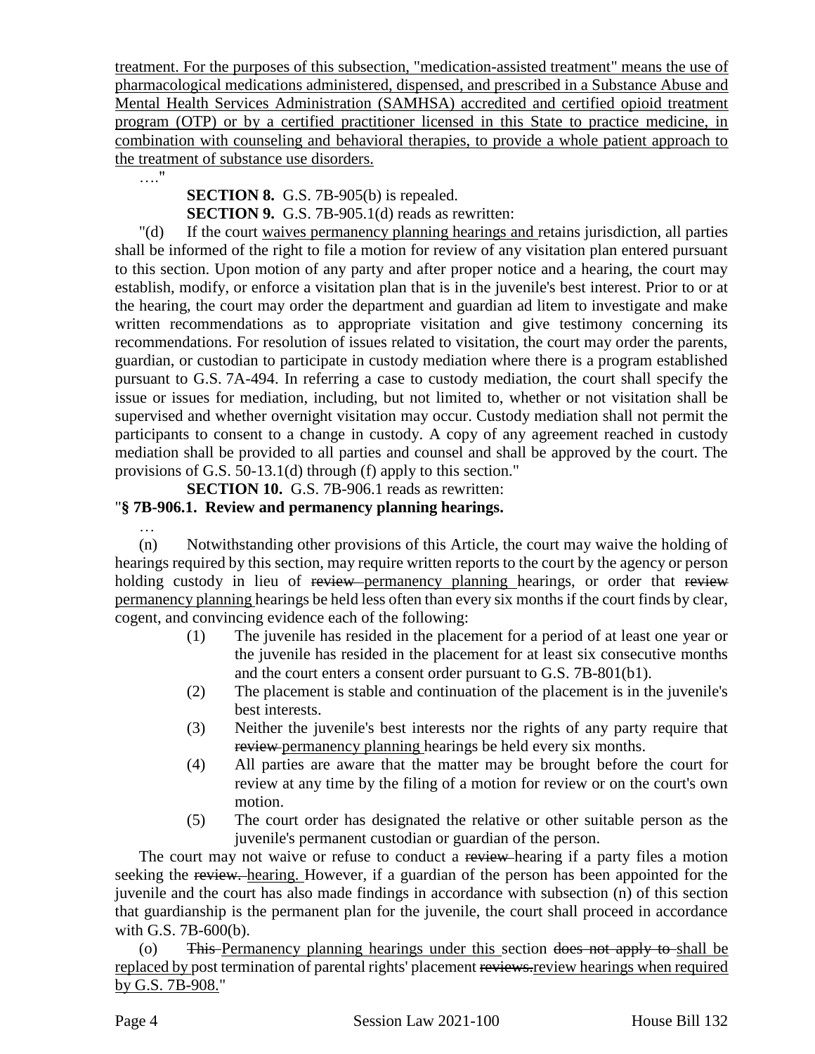treatment. For the purposes of this subsection, "medication-assisted treatment" means the use of pharmacological medications administered, dispensed, and prescribed in a Substance Abuse and Mental Health Services Administration (SAMHSA) accredited and certified opioid treatment program (OTP) or by a certified practitioner licensed in this State to practice medicine, in combination with counseling and behavioral therapies, to provide a whole patient approach to the treatment of substance use disorders.

…."

**SECTION 8.** G.S. 7B-905(b) is repealed.

**SECTION 9.** G.S. 7B-905.1(d) reads as rewritten:

"(d) If the court waives permanency planning hearings and retains jurisdiction, all parties shall be informed of the right to file a motion for review of any visitation plan entered pursuant to this section. Upon motion of any party and after proper notice and a hearing, the court may establish, modify, or enforce a visitation plan that is in the juvenile's best interest. Prior to or at the hearing, the court may order the department and guardian ad litem to investigate and make written recommendations as to appropriate visitation and give testimony concerning its recommendations. For resolution of issues related to visitation, the court may order the parents, guardian, or custodian to participate in custody mediation where there is a program established pursuant to G.S. 7A-494. In referring a case to custody mediation, the court shall specify the issue or issues for mediation, including, but not limited to, whether or not visitation shall be supervised and whether overnight visitation may occur. Custody mediation shall not permit the participants to consent to a change in custody. A copy of any agreement reached in custody mediation shall be provided to all parties and counsel and shall be approved by the court. The provisions of G.S. 50-13.1(d) through (f) apply to this section."

**SECTION 10.** G.S. 7B-906.1 reads as rewritten:

"**§ 7B-906.1. Review and permanency planning hearings.**

…

(n) Notwithstanding other provisions of this Article, the court may waive the holding of hearings required by this section, may require written reports to the court by the agency or person holding custody in lieu of ~~review~~ permanency planning hearings, or order that ~~review~~ permanency planning hearings be held less often than every six months if the court finds by clear, cogent, and convincing evidence each of the following:

(1) The juvenile has resided in the placement for a period of at least one year or the juvenile has resided in the placement for at least six consecutive months and the court enters a consent order pursuant to G.S. 7B-801(b1).

(2) The placement is stable and continuation of the placement is in the juvenile's best interests.

(3) Neither the juvenile's best interests nor the rights of any party require that ~~review~~ permanency planning hearings be held every six months.

(4) All parties are aware that the matter may be brought before the court for review at any time by the filing of a motion for review or on the court's own motion.

(5) The court order has designated the relative or other suitable person as the juvenile's permanent custodian or guardian of the person.

The court may not waive or refuse to conduct a ~~review~~ hearing if a party files a motion seeking the ~~review.~~ hearing. However, if a guardian of the person has been appointed for the juvenile and the court has also made findings in accordance with subsection (n) of this section that guardianship is the permanent plan for the juvenile, the court shall proceed in accordance with G.S. 7B-600(b).

(o) ~~This~~ Permanency planning hearings under this section ~~does not apply to~~ shall be replaced by post termination of parental rights' placement ~~reviews.~~review hearings when required by G.S. 7B-908."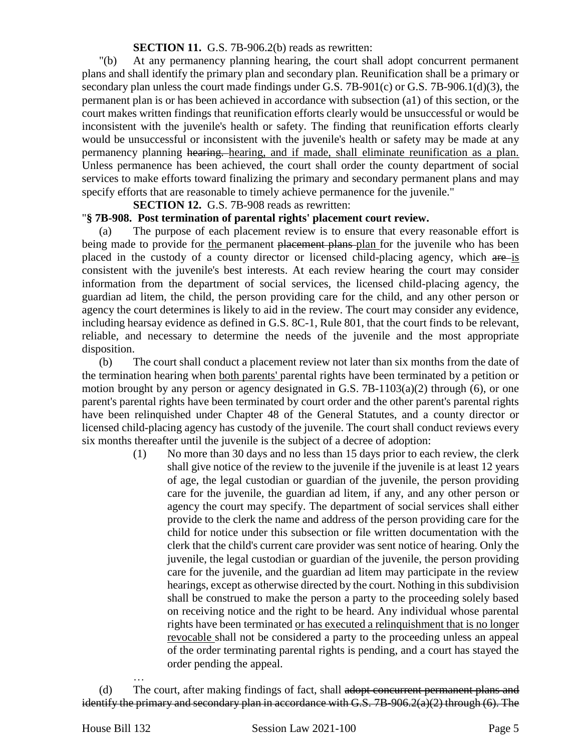**SECTION 11.** G.S. 7B-906.2(b) reads as rewritten:

"(b) At any permanency planning hearing, the court shall adopt concurrent permanent plans and shall identify the primary plan and secondary plan. Reunification shall be a primary or secondary plan unless the court made findings under G.S. 7B-901(c) or G.S. 7B-906.1(d)(3), the permanent plan is or has been achieved in accordance with subsection (a1) of this section, or the court makes written findings that reunification efforts clearly would be unsuccessful or would be inconsistent with the juvenile's health or safety. The finding that reunification efforts clearly would be unsuccessful or inconsistent with the juvenile's health or safety may be made at any permanency planning ~~hearing.~~ <u>hearing, and if made, shall eliminate reunification as a plan.</u> Unless permanence has been achieved, the court shall order the county department of social services to make efforts toward finalizing the primary and secondary permanent plans and may specify efforts that are reasonable to timely achieve permanence for the juvenile."

**SECTION 12.** G.S. 7B-908 reads as rewritten:

"**§ 7B-908. Post termination of parental rights' placement court review.**

(a) The purpose of each placement review is to ensure that every reasonable effort is being made to provide for <u>the</u> permanent ~~placement plans~~ <u>plan</u> for the juvenile who has been placed in the custody of a county director or licensed child-placing agency, which ~~are~~ <u>is</u> consistent with the juvenile's best interests. At each review hearing the court may consider information from the department of social services, the licensed child-placing agency, the guardian ad litem, the child, the person providing care for the child, and any other person or agency the court determines is likely to aid in the review. The court may consider any evidence, including hearsay evidence as defined in G.S. 8C-1, Rule 801, that the court finds to be relevant, reliable, and necessary to determine the needs of the juvenile and the most appropriate disposition.

(b) The court shall conduct a placement review not later than six months from the date of the termination hearing when <u>both parents'</u> parental rights have been terminated by a petition or motion brought by any person or agency designated in G.S. 7B-1103(a)(2) through (6), or one parent's parental rights have been terminated by court order and the other parent's parental rights have been relinquished under Chapter 48 of the General Statutes, and a county director or licensed child-placing agency has custody of the juvenile. The court shall conduct reviews every six months thereafter until the juvenile is the subject of a decree of adoption:

(1) No more than 30 days and no less than 15 days prior to each review, the clerk shall give notice of the review to the juvenile if the juvenile is at least 12 years of age, the legal custodian or guardian of the juvenile, the person providing care for the juvenile, the guardian ad litem, if any, and any other person or agency the court may specify. The department of social services shall either provide to the clerk the name and address of the person providing care for the child for notice under this subsection or file written documentation with the clerk that the child's current care provider was sent notice of hearing. Only the juvenile, the legal custodian or guardian of the juvenile, the person providing care for the juvenile, and the guardian ad litem may participate in the review hearings, except as otherwise directed by the court. Nothing in this subdivision shall be construed to make the person a party to the proceeding solely based on receiving notice and the right to be heard. Any individual whose parental rights have been terminated <u>or has executed a relinquishment that is no longer revocable</u> shall not be considered a party to the proceeding unless an appeal of the order terminating parental rights is pending, and a court has stayed the order pending the appeal.

…

(d) The court, after making findings of fact, shall ~~adopt concurrent permanent plans and identify the primary and secondary plan in accordance with G.S. 7B-906.2(a)(2) through (6). The~~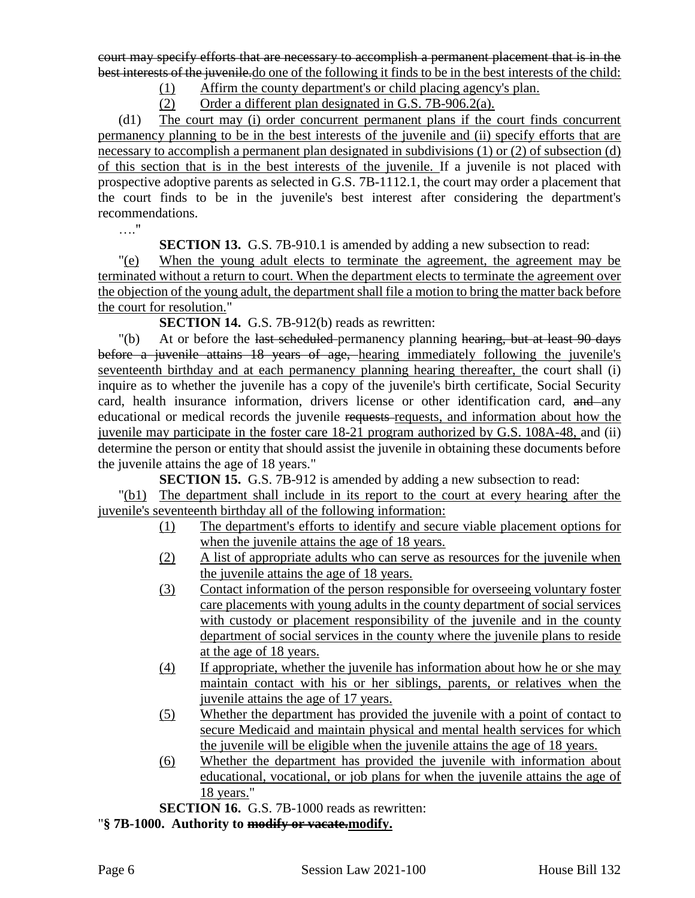court may specify efforts that are necessary to accomplish a permanent placement that is in the best interests of the juvenile.do one of the following it finds to be in the best interests of the child:

(1) Affirm the county department's or child placing agency's plan.

(2) Order a different plan designated in G.S. 7B-906.2(a).

(d1) The court may (i) order concurrent permanent plans if the court finds concurrent permanency planning to be in the best interests of the juvenile and (ii) specify efforts that are necessary to accomplish a permanent plan designated in subdivisions (1) or (2) of subsection (d) of this section that is in the best interests of the juvenile. If a juvenile is not placed with prospective adoptive parents as selected in G.S. 7B-1112.1, the court may order a placement that the court finds to be in the juvenile's best interest after considering the department's recommendations.

…."

**SECTION 13.** G.S. 7B-910.1 is amended by adding a new subsection to read:

"(e) When the young adult elects to terminate the agreement, the agreement may be terminated without a return to court. When the department elects to terminate the agreement over the objection of the young adult, the department shall file a motion to bring the matter back before the court for resolution."

**SECTION 14.** G.S. 7B-912(b) reads as rewritten:

"(b) At or before the last scheduled permanency planning hearing, but at least 90 days before a juvenile attains 18 years of age, hearing immediately following the juvenile's seventeenth birthday and at each permanency planning hearing thereafter, the court shall (i) inquire as to whether the juvenile has a copy of the juvenile's birth certificate, Social Security card, health insurance information, drivers license or other identification card, and any educational or medical records the juvenile requests requests, and information about how the juvenile may participate in the foster care 18-21 program authorized by G.S. 108A-48, and (ii) determine the person or entity that should assist the juvenile in obtaining these documents before the juvenile attains the age of 18 years."

**SECTION 15.** G.S. 7B-912 is amended by adding a new subsection to read:

"(b1) The department shall include in its report to the court at every hearing after the juvenile's seventeenth birthday all of the following information:

(1) The department's efforts to identify and secure viable placement options for when the juvenile attains the age of 18 years.

(2) A list of appropriate adults who can serve as resources for the juvenile when the juvenile attains the age of 18 years.

(3) Contact information of the person responsible for overseeing voluntary foster care placements with young adults in the county department of social services with custody or placement responsibility of the juvenile and in the county department of social services in the county where the juvenile plans to reside at the age of 18 years.

(4) If appropriate, whether the juvenile has information about how he or she may maintain contact with his or her siblings, parents, or relatives when the juvenile attains the age of 17 years.

(5) Whether the department has provided the juvenile with a point of contact to secure Medicaid and maintain physical and mental health services for which the juvenile will be eligible when the juvenile attains the age of 18 years.

(6) Whether the department has provided the juvenile with information about educational, vocational, or job plans for when the juvenile attains the age of 18 years."

**SECTION 16.** G.S. 7B-1000 reads as rewritten:

"**§ 7B-1000. Authority to modify or vacate.modify.**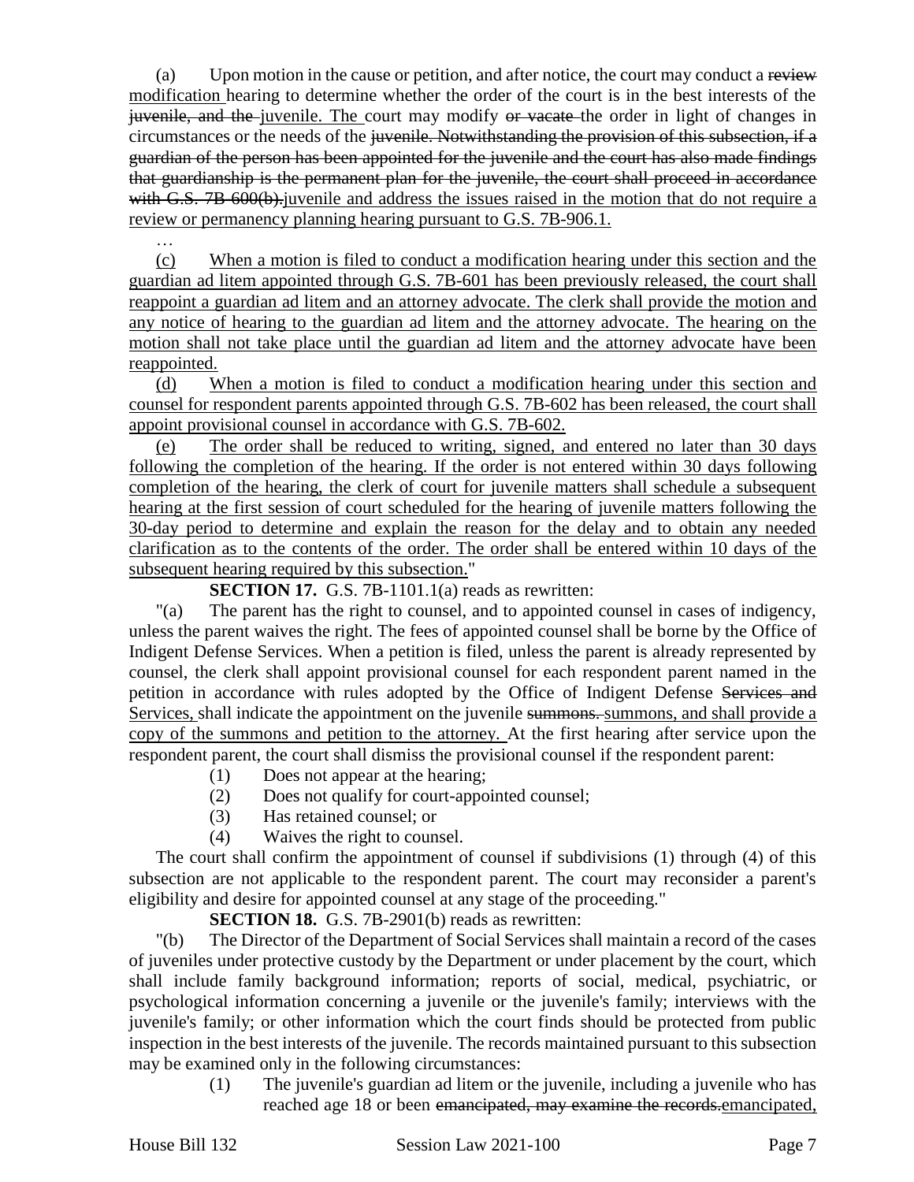(a) Upon motion in the cause or petition, and after notice, the court may conduct a ~~review~~ <u>modification</u> hearing to determine whether the order of the court is in the best interests of the ~~juvenile, and the~~ <u>juvenile. The</u> court may modify ~~or vacate~~ the order in light of changes in circumstances or the needs of the ~~juvenile. Notwithstanding the provision of this subsection, if a guardian of the person has been appointed for the juvenile and the court has also made findings that guardianship is the permanent plan for the juvenile, the court shall proceed in accordance with G.S. 7B-600(b).~~ <u>juvenile and address the issues raised in the motion that do not require a review or permanency planning hearing pursuant to G.S. 7B-906.1.</u>

…

<u>(c) When a motion is filed to conduct a modification hearing under this section and the guardian ad litem appointed through G.S. 7B-601 has been previously released, the court shall reappoint a guardian ad litem and an attorney advocate. The clerk shall provide the motion and any notice of hearing to the guardian ad litem and the attorney advocate. The hearing on the motion shall not take place until the guardian ad litem and the attorney advocate have been reappointed.</u>

<u>(d) When a motion is filed to conduct a modification hearing under this section and counsel for respondent parents appointed through G.S. 7B-602 has been released, the court shall appoint provisional counsel in accordance with G.S. 7B-602.</u>

<u>(e) The order shall be reduced to writing, signed, and entered no later than 30 days following the completion of the hearing. If the order is not entered within 30 days following completion of the hearing, the clerk of court for juvenile matters shall schedule a subsequent hearing at the first session of court scheduled for the hearing of juvenile matters following the 30-day period to determine and explain the reason for the delay and to obtain any needed clarification as to the contents of the order. The order shall be entered within 10 days of the subsequent hearing required by this subsection.</u>"

**SECTION 17.** G.S. 7B-1101.1(a) reads as rewritten:

"(a) The parent has the right to counsel, and to appointed counsel in cases of indigency, unless the parent waives the right. The fees of appointed counsel shall be borne by the Office of Indigent Defense Services. When a petition is filed, unless the parent is already represented by counsel, the clerk shall appoint provisional counsel for each respondent parent named in the petition in accordance with rules adopted by the Office of Indigent Defense ~~Services and~~ <u>Services,</u> shall indicate the appointment on the juvenile ~~summons.~~ <u>summons, and shall provide a copy of the summons and petition to the attorney.</u> At the first hearing after service upon the respondent parent, the court shall dismiss the provisional counsel if the respondent parent:

(1) Does not appear at the hearing;
(2) Does not qualify for court-appointed counsel;
(3) Has retained counsel; or
(4) Waives the right to counsel.

The court shall confirm the appointment of counsel if subdivisions (1) through (4) of this subsection are not applicable to the respondent parent. The court may reconsider a parent's eligibility and desire for appointed counsel at any stage of the proceeding."

**SECTION 18.** G.S. 7B-2901(b) reads as rewritten:

"(b) The Director of the Department of Social Services shall maintain a record of the cases of juveniles under protective custody by the Department or under placement by the court, which shall include family background information; reports of social, medical, psychiatric, or psychological information concerning a juvenile or the juvenile's family; interviews with the juvenile's family; or other information which the court finds should be protected from public inspection in the best interests of the juvenile. The records maintained pursuant to this subsection may be examined only in the following circumstances:

(1) The juvenile's guardian ad litem or the juvenile, including a juvenile who has reached age 18 or been ~~emancipated, may examine the records.~~ <u>emancipated,</u>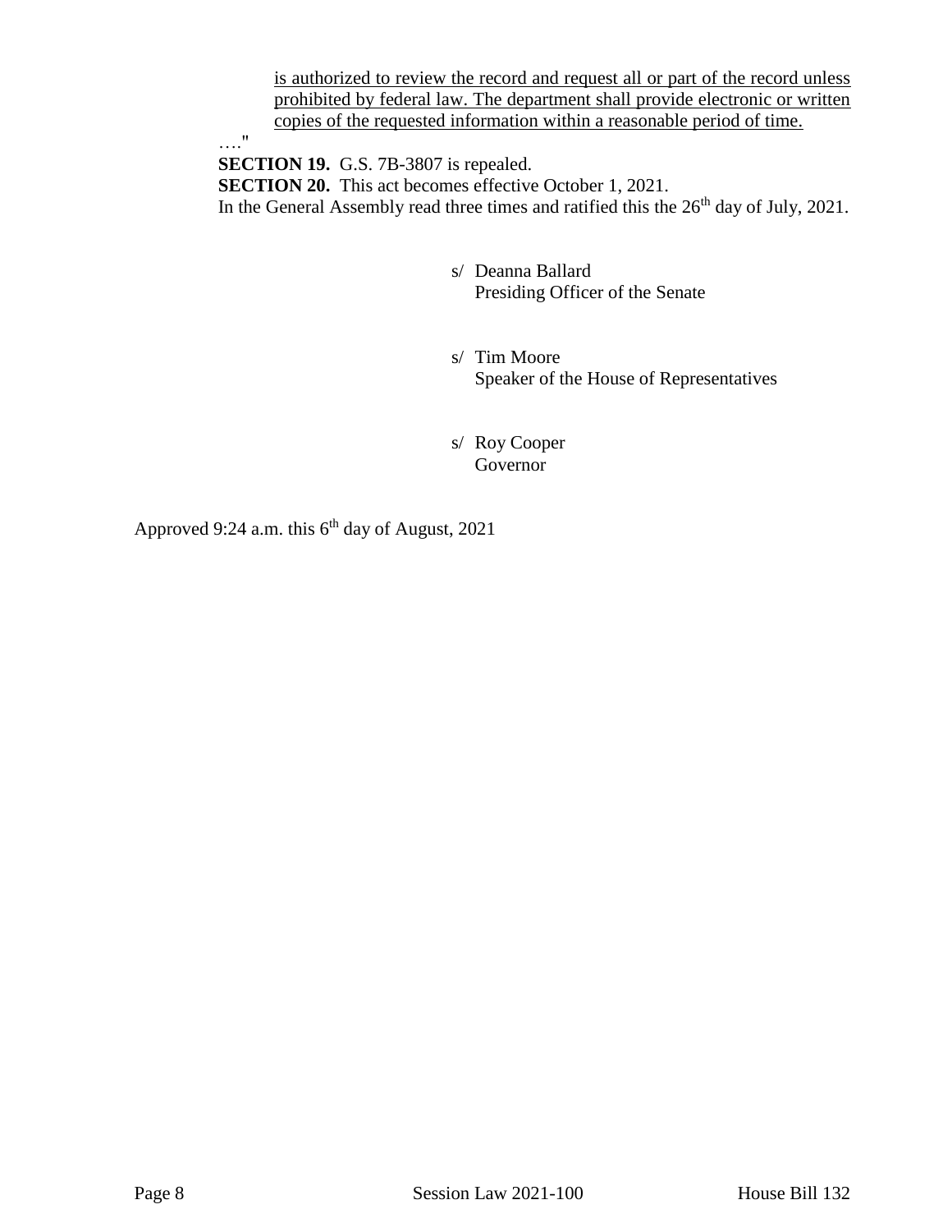is authorized to review the record and request all or part of the record unless prohibited by federal law. The department shall provide electronic or written copies of the requested information within a reasonable period of time.

…."

**SECTION 19.** G.S. 7B-3807 is repealed.

**SECTION 20.** This act becomes effective October 1, 2021.

In the General Assembly read three times and ratified this the 26th day of July, 2021.

s/ Deanna Ballard
Presiding Officer of the Senate

s/ Tim Moore
Speaker of the House of Representatives

s/ Roy Cooper
Governor

Approved 9:24 a.m. this 6th day of August, 2021